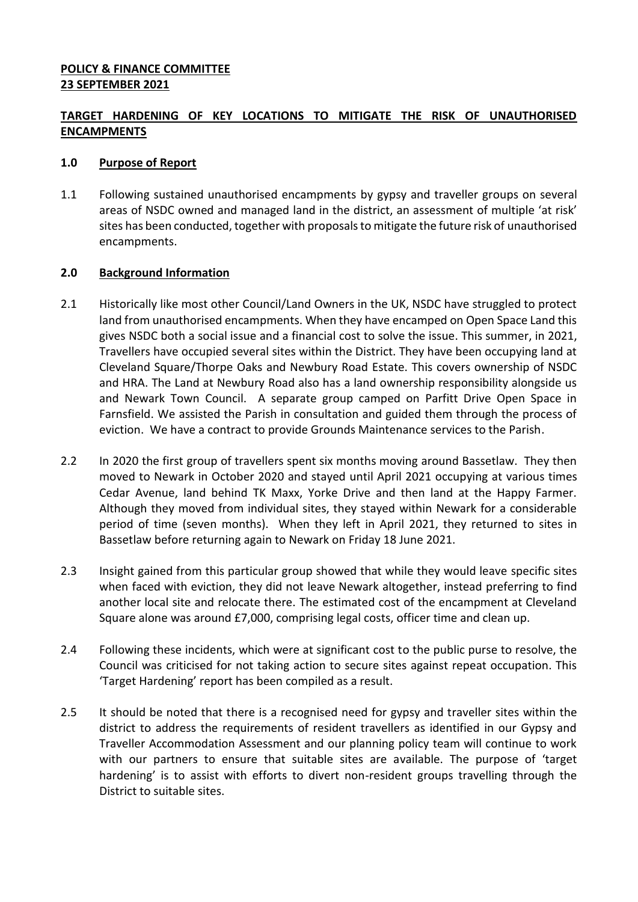**POLICY & FINANCE COMMITTEE**
**23 SEPTEMBER 2021**

**TARGET HARDENING OF KEY LOCATIONS TO MITIGATE THE RISK OF UNAUTHORISED ENCAMPMENTS**

## 1.0 Purpose of Report

1.1 Following sustained unauthorised encampments by gypsy and traveller groups on several areas of NSDC owned and managed land in the district, an assessment of multiple 'at risk' sites has been conducted, together with proposals to mitigate the future risk of unauthorised encampments.

## 2.0 Background Information

2.1 Historically like most other Council/Land Owners in the UK, NSDC have struggled to protect land from unauthorised encampments. When they have encamped on Open Space Land this gives NSDC both a social issue and a financial cost to solve the issue. This summer, in 2021, Travellers have occupied several sites within the District. They have been occupying land at Cleveland Square/Thorpe Oaks and Newbury Road Estate. This covers ownership of NSDC and HRA. The Land at Newbury Road also has a land ownership responsibility alongside us and Newark Town Council. A separate group camped on Parfitt Drive Open Space in Farnsfield. We assisted the Parish in consultation and guided them through the process of eviction. We have a contract to provide Grounds Maintenance services to the Parish.

2.2 In 2020 the first group of travellers spent six months moving around Bassetlaw. They then moved to Newark in October 2020 and stayed until April 2021 occupying at various times Cedar Avenue, land behind TK Maxx, Yorke Drive and then land at the Happy Farmer. Although they moved from individual sites, they stayed within Newark for a considerable period of time (seven months). When they left in April 2021, they returned to sites in Bassetlaw before returning again to Newark on Friday 18 June 2021.

2.3 Insight gained from this particular group showed that while they would leave specific sites when faced with eviction, they did not leave Newark altogether, instead preferring to find another local site and relocate there. The estimated cost of the encampment at Cleveland Square alone was around £7,000, comprising legal costs, officer time and clean up.

2.4 Following these incidents, which were at significant cost to the public purse to resolve, the Council was criticised for not taking action to secure sites against repeat occupation. This 'Target Hardening' report has been compiled as a result.

2.5 It should be noted that there is a recognised need for gypsy and traveller sites within the district to address the requirements of resident travellers as identified in our Gypsy and Traveller Accommodation Assessment and our planning policy team will continue to work with our partners to ensure that suitable sites are available. The purpose of 'target hardening' is to assist with efforts to divert non-resident groups travelling through the District to suitable sites.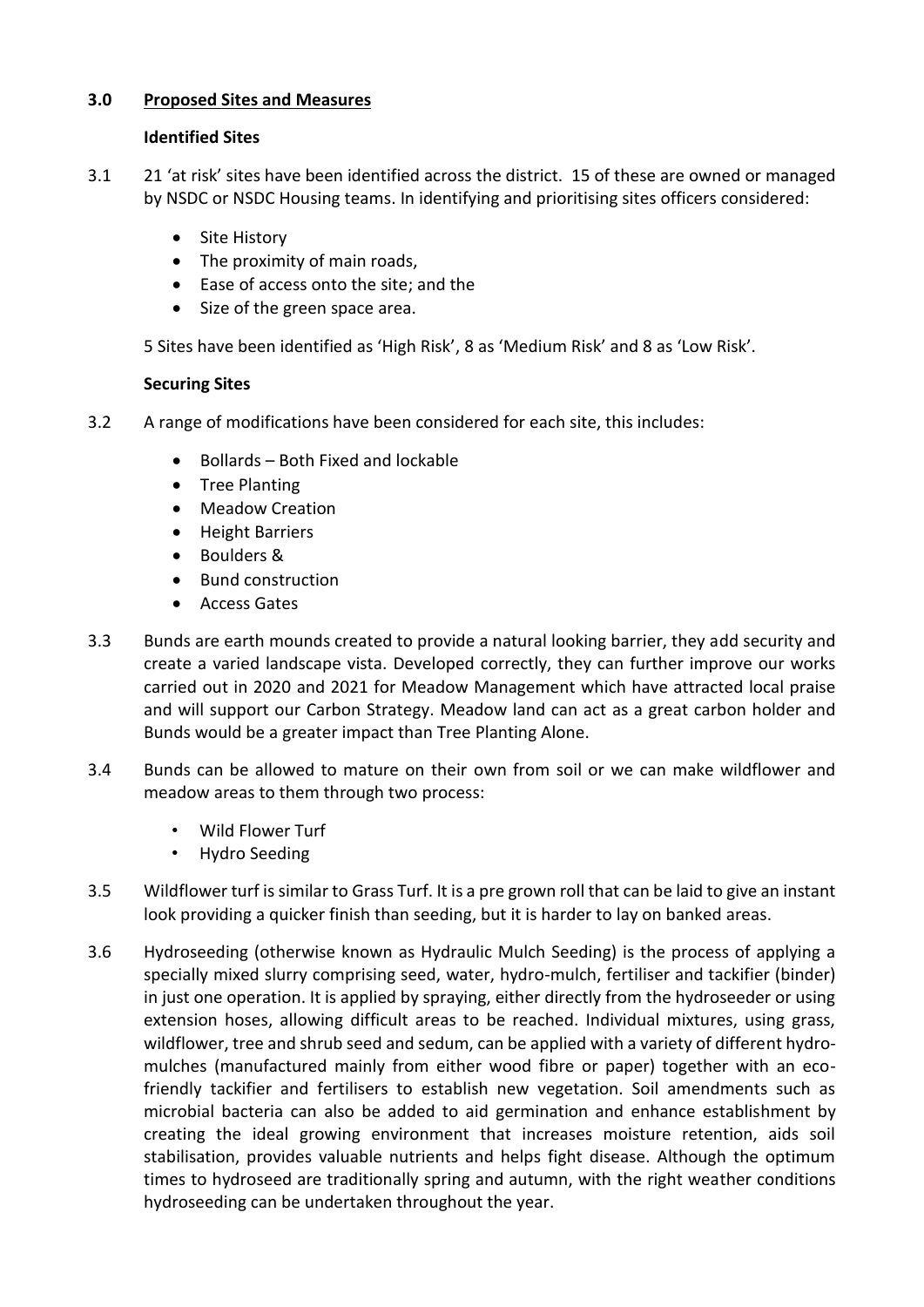## 3.0 Proposed Sites and Measures

**Identified Sites**

3.1 21 'at risk' sites have been identified across the district. 15 of these are owned or managed by NSDC or NSDC Housing teams. In identifying and prioritising sites officers considered:

- Site History
- The proximity of main roads,
- Ease of access onto the site; and the
- Size of the green space area.

5 Sites have been identified as 'High Risk', 8 as 'Medium Risk' and 8 as 'Low Risk'.

**Securing Sites**

3.2 A range of modifications have been considered for each site, this includes:

- Bollards – Both Fixed and lockable
- Tree Planting
- Meadow Creation
- Height Barriers
- Boulders &
- Bund construction
- Access Gates

3.3 Bunds are earth mounds created to provide a natural looking barrier, they add security and create a varied landscape vista. Developed correctly, they can further improve our works carried out in 2020 and 2021 for Meadow Management which have attracted local praise and will support our Carbon Strategy. Meadow land can act as a great carbon holder and Bunds would be a greater impact than Tree Planting Alone.

3.4 Bunds can be allowed to mature on their own from soil or we can make wildflower and meadow areas to them through two process:

- Wild Flower Turf
- Hydro Seeding

3.5 Wildflower turf is similar to Grass Turf. It is a pre grown roll that can be laid to give an instant look providing a quicker finish than seeding, but it is harder to lay on banked areas.

3.6 Hydroseeding (otherwise known as Hydraulic Mulch Seeding) is the process of applying a specially mixed slurry comprising seed, water, hydro-mulch, fertiliser and tackifier (binder) in just one operation. It is applied by spraying, either directly from the hydroseeder or using extension hoses, allowing difficult areas to be reached. Individual mixtures, using grass, wildflower, tree and shrub seed and sedum, can be applied with a variety of different hydro-mulches (manufactured mainly from either wood fibre or paper) together with an eco-friendly tackifier and fertilisers to establish new vegetation. Soil amendments such as microbial bacteria can also be added to aid germination and enhance establishment by creating the ideal growing environment that increases moisture retention, aids soil stabilisation, provides valuable nutrients and helps fight disease. Although the optimum times to hydroseed are traditionally spring and autumn, with the right weather conditions hydroseeding can be undertaken throughout the year.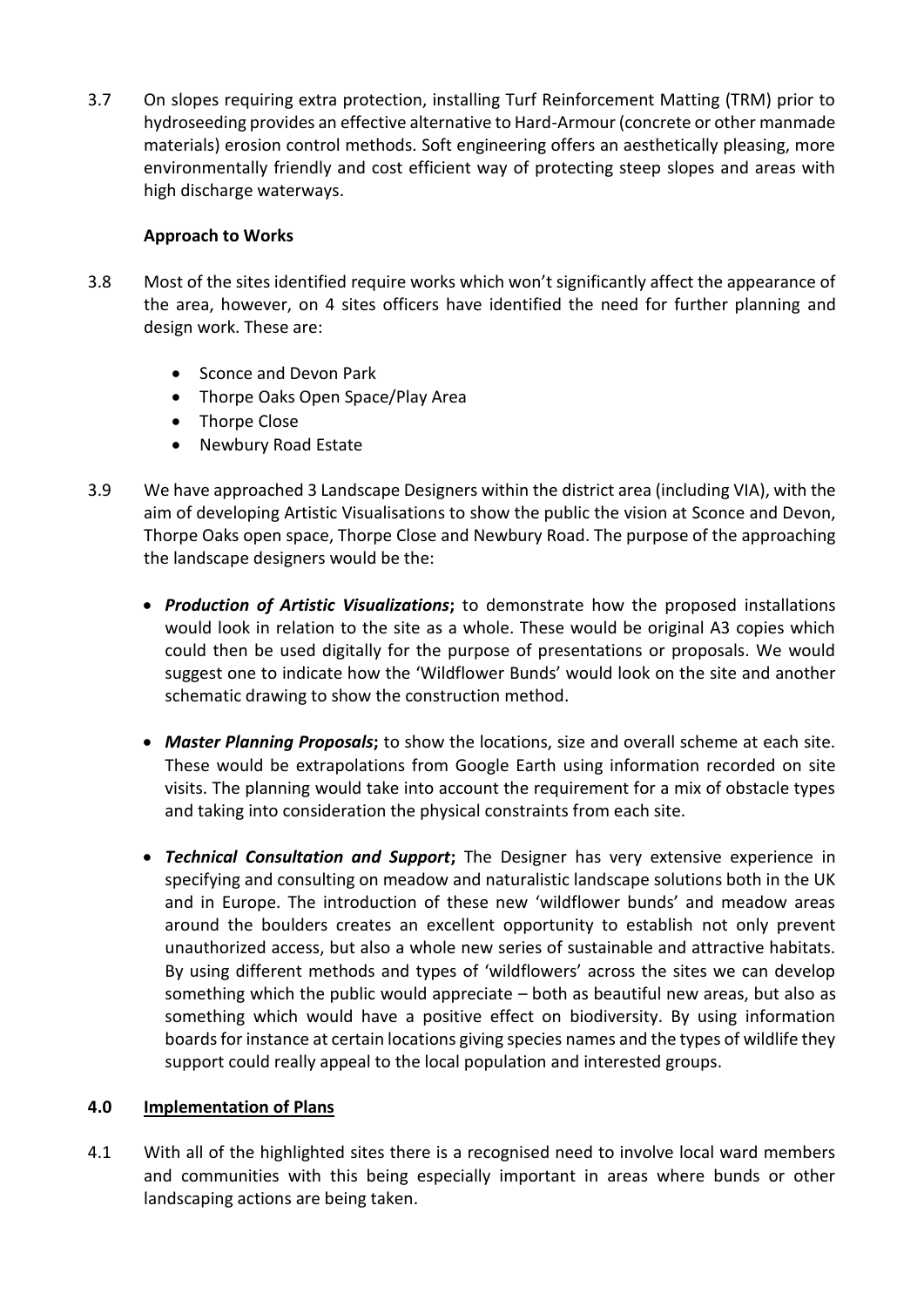3.7 On slopes requiring extra protection, installing Turf Reinforcement Matting (TRM) prior to hydroseeding provides an effective alternative to Hard-Armour (concrete or other manmade materials) erosion control methods. Soft engineering offers an aesthetically pleasing, more environmentally friendly and cost efficient way of protecting steep slopes and areas with high discharge waterways.

**Approach to Works**

3.8 Most of the sites identified require works which won't significantly affect the appearance of the area, however, on 4 sites officers have identified the need for further planning and design work. These are:

- Sconce and Devon Park
- Thorpe Oaks Open Space/Play Area
- Thorpe Close
- Newbury Road Estate

3.9 We have approached 3 Landscape Designers within the district area (including VIA), with the aim of developing Artistic Visualisations to show the public the vision at Sconce and Devon, Thorpe Oaks open space, Thorpe Close and Newbury Road. The purpose of the approaching the landscape designers would be the:

- ***Production of Artistic Visualizations*;** to demonstrate how the proposed installations would look in relation to the site as a whole. These would be original A3 copies which could then be used digitally for the purpose of presentations or proposals. We would suggest one to indicate how the 'Wildflower Bunds' would look on the site and another schematic drawing to show the construction method.

- ***Master Planning Proposals*;** to show the locations, size and overall scheme at each site. These would be extrapolations from Google Earth using information recorded on site visits. The planning would take into account the requirement for a mix of obstacle types and taking into consideration the physical constraints from each site.

- ***Technical Consultation and Support*;** The Designer has very extensive experience in specifying and consulting on meadow and naturalistic landscape solutions both in the UK and in Europe. The introduction of these new 'wildflower bunds' and meadow areas around the boulders creates an excellent opportunity to establish not only prevent unauthorized access, but also a whole new series of sustainable and attractive habitats. By using different methods and types of 'wildflowers' across the sites we can develop something which the public would appreciate – both as beautiful new areas, but also as something which would have a positive effect on biodiversity. By using information boards for instance at certain locations giving species names and the types of wildlife they support could really appeal to the local population and interested groups.

## 4.0 Implementation of Plans

4.1 With all of the highlighted sites there is a recognised need to involve local ward members and communities with this being especially important in areas where bunds or other landscaping actions are being taken.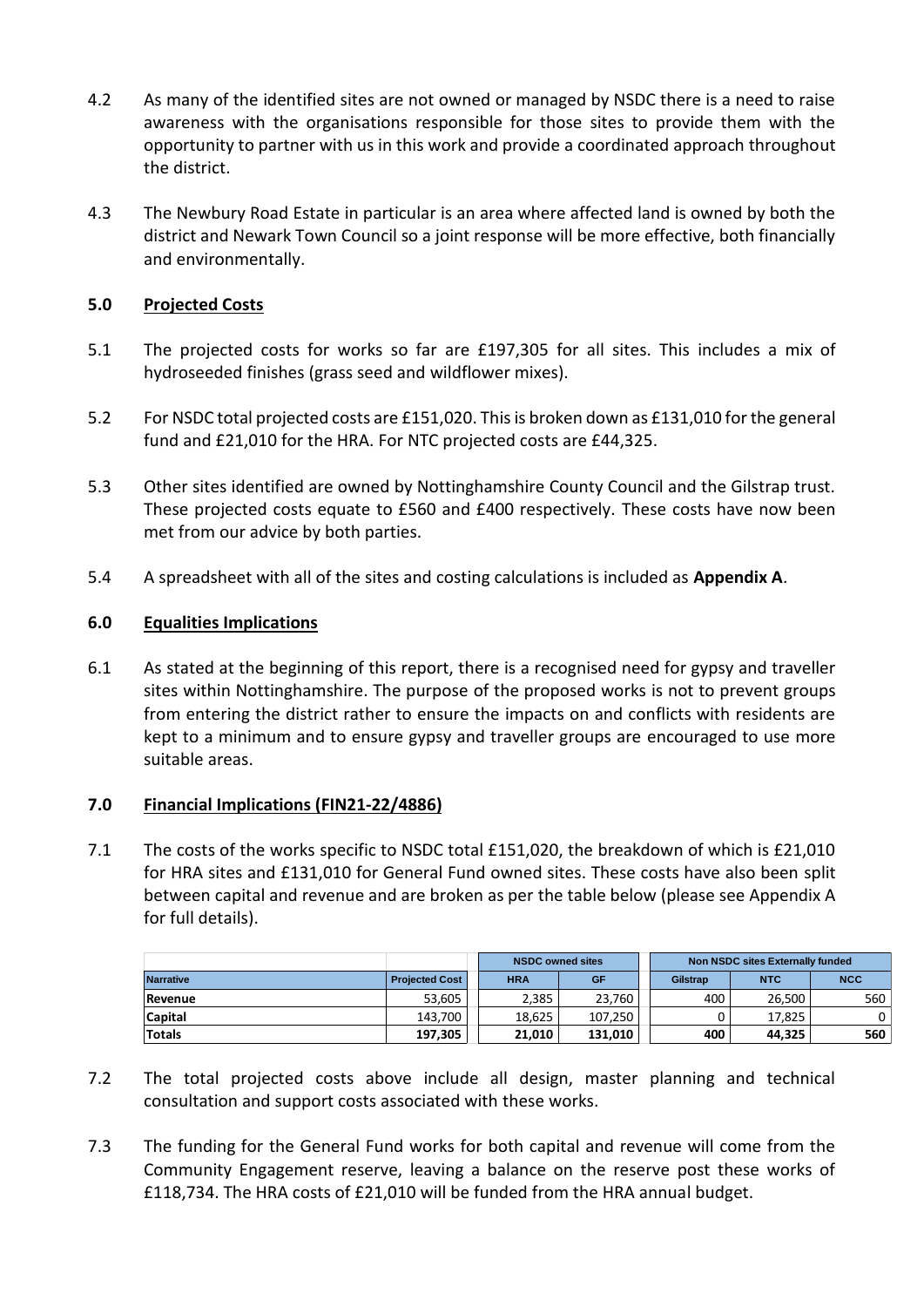4.2 As many of the identified sites are not owned or managed by NSDC there is a need to raise awareness with the organisations responsible for those sites to provide them with the opportunity to partner with us in this work and provide a coordinated approach throughout the district.

4.3 The Newbury Road Estate in particular is an area where affected land is owned by both the district and Newark Town Council so a joint response will be more effective, both financially and environmentally.

## 5.0 Projected Costs

5.1 The projected costs for works so far are £197,305 for all sites. This includes a mix of hydroseeded finishes (grass seed and wildflower mixes).

5.2 For NSDC total projected costs are £151,020. This is broken down as £131,010 for the general fund and £21,010 for the HRA. For NTC projected costs are £44,325.

5.3 Other sites identified are owned by Nottinghamshire County Council and the Gilstrap trust. These projected costs equate to £560 and £400 respectively. These costs have now been met from our advice by both parties.

5.4 A spreadsheet with all of the sites and costing calculations is included as **Appendix A**.

## 6.0 Equalities Implications

6.1 As stated at the beginning of this report, there is a recognised need for gypsy and traveller sites within Nottinghamshire. The purpose of the proposed works is not to prevent groups from entering the district rather to ensure the impacts on and conflicts with residents are kept to a minimum and to ensure gypsy and traveller groups are encouraged to use more suitable areas.

## 7.0 Financial Implications (FIN21-22/4886)

7.1 The costs of the works specific to NSDC total £151,020, the breakdown of which is £21,010 for HRA sites and £131,010 for General Fund owned sites. These costs have also been split between capital and revenue and are broken as per the table below (please see Appendix A for full details).

| | | NSDC owned sites | | Non NSDC sites Externally funded | | |
|---|---|---|---|---|---|---|
| **Narrative** | **Projected Cost** | **HRA** | **GF** | **Gilstrap** | **NTC** | **NCC** |
| **Revenue** | 53,605 | 2,385 | 23,760 | 400 | 26,500 | 560 |
| **Capital** | 143,700 | 18,625 | 107,250 | 0 | 17,825 | 0 |
| **Totals** | **197,305** | **21,010** | **131,010** | **400** | **44,325** | **560** |

7.2 The total projected costs above include all design, master planning and technical consultation and support costs associated with these works.

7.3 The funding for the General Fund works for both capital and revenue will come from the Community Engagement reserve, leaving a balance on the reserve post these works of £118,734. The HRA costs of £21,010 will be funded from the HRA annual budget.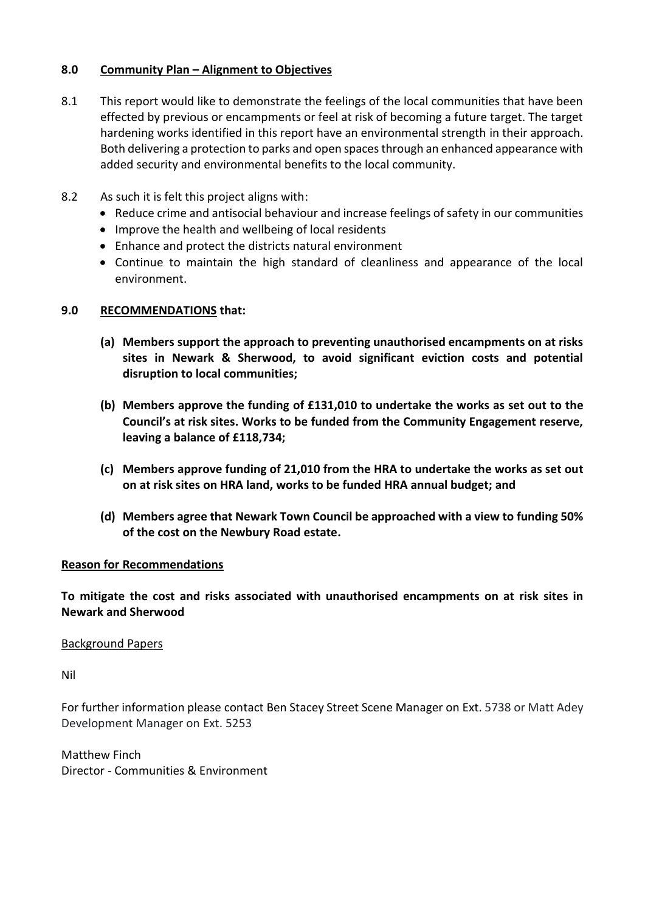## 8.0 Community Plan – Alignment to Objectives

8.1 This report would like to demonstrate the feelings of the local communities that have been effected by previous or encampments or feel at risk of becoming a future target. The target hardening works identified in this report have an environmental strength in their approach. Both delivering a protection to parks and open spaces through an enhanced appearance with added security and environmental benefits to the local community.

8.2 As such it is felt this project aligns with:

- Reduce crime and antisocial behaviour and increase feelings of safety in our communities
- Improve the health and wellbeing of local residents
- Enhance and protect the districts natural environment
- Continue to maintain the high standard of cleanliness and appearance of the local environment.

## 9.0 RECOMMENDATIONS that:

**(a) Members support the approach to preventing unauthorised encampments on at risks sites in Newark & Sherwood, to avoid significant eviction costs and potential disruption to local communities;**

**(b) Members approve the funding of £131,010 to undertake the works as set out to the Council's at risk sites. Works to be funded from the Community Engagement reserve, leaving a balance of £118,734;**

**(c) Members approve funding of 21,010 from the HRA to undertake the works as set out on at risk sites on HRA land, works to be funded HRA annual budget; and**

**(d) Members agree that Newark Town Council be approached with a view to funding 50% of the cost on the Newbury Road estate.**

**Reason for Recommendations**

**To mitigate the cost and risks associated with unauthorised encampments on at risk sites in Newark and Sherwood**

Background Papers

Nil

For further information please contact Ben Stacey Street Scene Manager on Ext. 5738 or Matt Adey Development Manager on Ext. 5253

Matthew Finch
Director - Communities & Environment